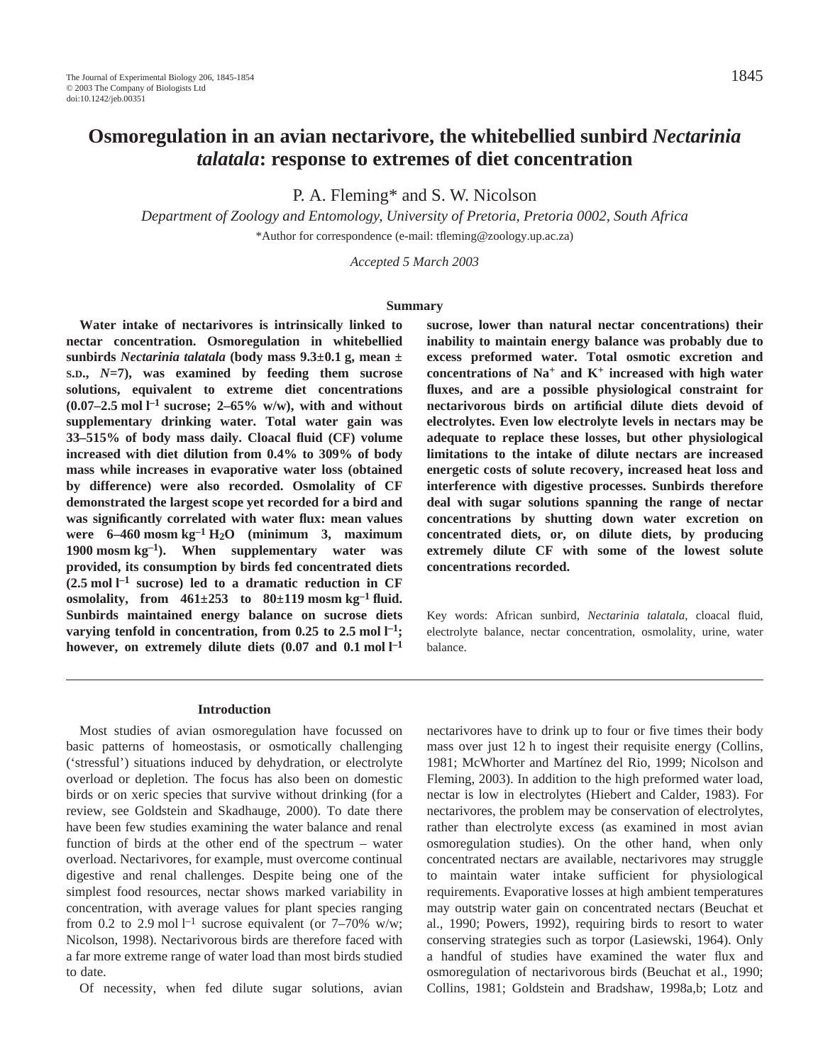# Osmoregulation in an avian nectarivore, the whitebellied sunbird *Nectarinia talatala*: response to extremes of diet concentration

P. A. Fleming* and S. W. Nicolson

*Department of Zoology and Entomology, University of Pretoria, Pretoria 0002, South Africa*

*Author for correspondence (e-mail: tfleming@zoology.up.ac.za)

*Accepted 5 March 2003*

## Summary

**Water intake of nectarivores is intrinsically linked to nectar concentration. Osmoregulation in whitebellied sunbirds *Nectarinia talatala* (body mass 9.3±0.1 g, mean ± S.D., *N*=7), was examined by feeding them sucrose solutions, equivalent to extreme diet concentrations (0.07–2.5 mol $l^{-1}$ sucrose; 2–65% w/w), with and without supplementary drinking water. Total water gain was 33–515% of body mass daily. Cloacal fluid (CF) volume increased with diet dilution from 0.4% to 309% of body mass while increases in evaporative water loss (obtained by difference) were also recorded. Osmolality of CF demonstrated the largest scope yet recorded for a bird and was significantly correlated with water flux: mean values were 6–460 mosm $kg^{-1}$ $H_2O$ (minimum 3, maximum 1900 mosm $kg^{-1}$). When supplementary water was provided, its consumption by birds fed concentrated diets (2.5 mol $l^{-1}$ sucrose) led to a dramatic reduction in CF osmolality, from 461±253 to 80±119 mosm $kg^{-1}$ fluid. Sunbirds maintained energy balance on sucrose diets varying tenfold in concentration, from 0.25 to 2.5 mol $l^{-1}$; however, on extremely dilute diets (0.07 and 0.1 mol $l^{-1}$ sucrose, lower than natural nectar concentrations) their inability to maintain energy balance was probably due to excess preformed water. Total osmotic excretion and concentrations of $Na^+$ and $K^+$ increased with high water fluxes, and are a possible physiological constraint for nectarivorous birds on artificial dilute diets devoid of electrolytes. Even low electrolyte levels in nectars may be adequate to replace these losses, but other physiological limitations to the intake of dilute nectars are increased energetic costs of solute recovery, increased heat loss and interference with digestive processes. Sunbirds therefore deal with sugar solutions spanning the range of nectar concentrations by shutting down water excretion on concentrated diets, or, on dilute diets, by producing extremely dilute CF with some of the lowest solute concentrations recorded.**

Key words: African sunbird, *Nectarinia talatala*, cloacal fluid, electrolyte balance, nectar concentration, osmolality, urine, water balance.

## Introduction

Most studies of avian osmoregulation have focussed on basic patterns of homeostasis, or osmotically challenging ('stressful') situations induced by dehydration, or electrolyte overload or depletion. The focus has also been on domestic birds or on xeric species that survive without drinking (for a review, see Goldstein and Skadhauge, 2000). To date there have been few studies examining the water balance and renal function of birds at the other end of the spectrum – water overload. Nectarivores, for example, must overcome continual digestive and renal challenges. Despite being one of the simplest food resources, nectar shows marked variability in concentration, with average values for plant species ranging from 0.2 to 2.9 mol $l^{-1}$ sucrose equivalent (or 7–70% w/w; Nicolson, 1998). Nectarivorous birds are therefore faced with a far more extreme range of water load than most birds studied to date.

Of necessity, when fed dilute sugar solutions, avian nectarivores have to drink up to four or five times their body mass over just 12 h to ingest their requisite energy (Collins, 1981; McWhorter and Martínez del Rio, 1999; Nicolson and Fleming, 2003). In addition to the high preformed water load, nectar is low in electrolytes (Hiebert and Calder, 1983). For nectarivores, the problem may be conservation of electrolytes, rather than electrolyte excess (as examined in most avian osmoregulation studies). On the other hand, when only concentrated nectars are available, nectarivores may struggle to maintain water intake sufficient for physiological requirements. Evaporative losses at high ambient temperatures may outstrip water gain on concentrated nectars (Beuchat et al., 1990; Powers, 1992), requiring birds to resort to water conserving strategies such as torpor (Lasiewski, 1964). Only a handful of studies have examined the water flux and osmoregulation of nectarivorous birds (Beuchat et al., 1990; Collins, 1981; Goldstein and Bradshaw, 1998a,b; Lotz and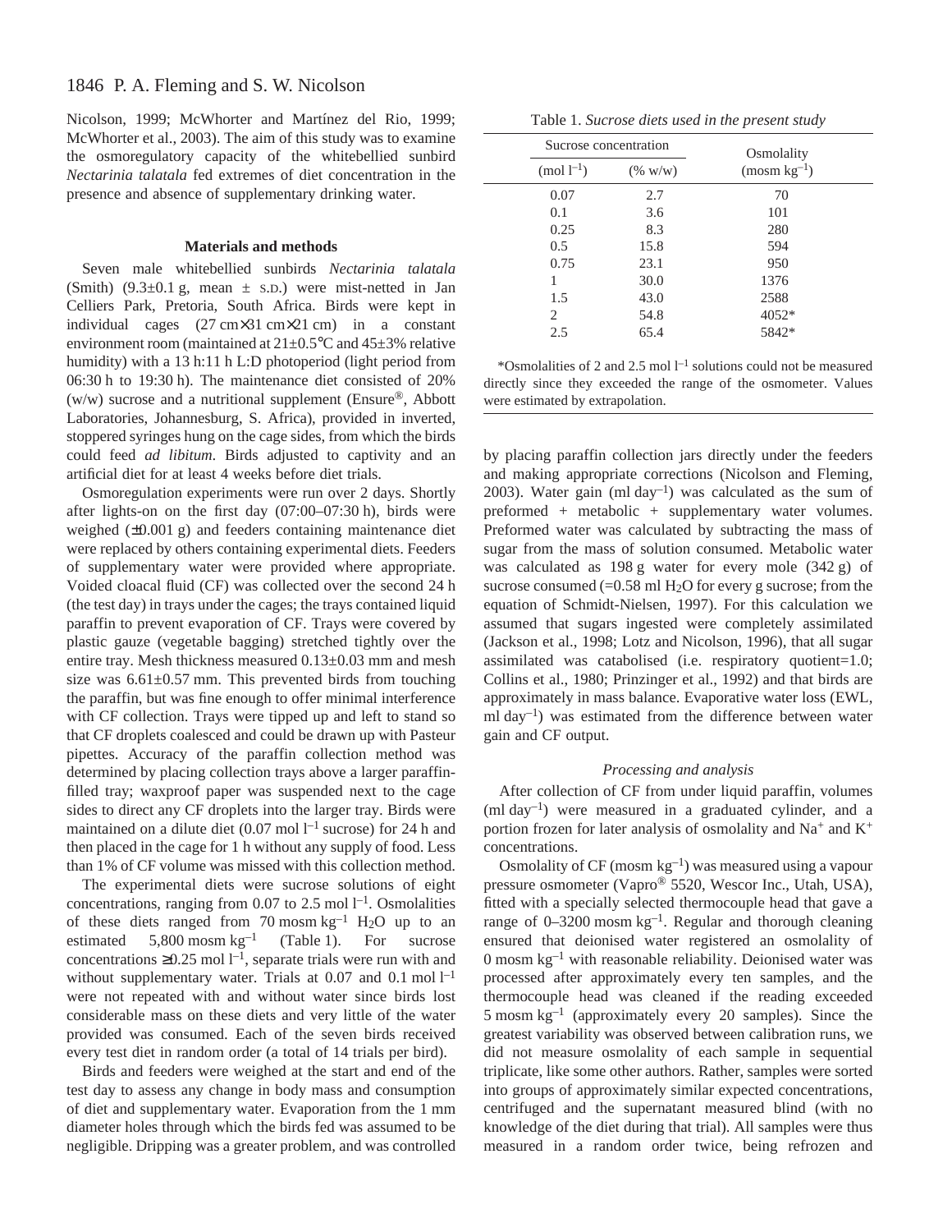Nicolson, 1999; McWhorter and Martínez del Rio, 1999; McWhorter et al., 2003). The aim of this study was to examine the osmoregulatory capacity of the whitebellied sunbird *Nectarinia talatala* fed extremes of diet concentration in the presence and absence of supplementary drinking water.

## Materials and methods

Seven male whitebellied sunbirds *Nectarinia talatala* (Smith) (9.3±0.1 g, mean ± S.D.) were mist-netted in Jan Celliers Park, Pretoria, South Africa. Birds were kept in individual cages (27 cm×31 cm×21 cm) in a constant environment room (maintained at 21±0.5°C and 45±3% relative humidity) with a 13 h:11 h L:D photoperiod (light period from 06:30 h to 19:30 h). The maintenance diet consisted of 20% (w/w) sucrose and a nutritional supplement (Ensure®, Abbott Laboratories, Johannesburg, S. Africa), provided in inverted, stoppered syringes hung on the cage sides, from which the birds could feed *ad libitum*. Birds adjusted to captivity and an artificial diet for at least 4 weeks before diet trials.

Osmoregulation experiments were run over 2 days. Shortly after lights-on on the first day (07:00–07:30 h), birds were weighed (±0.001 g) and feeders containing maintenance diet were replaced by others containing experimental diets. Feeders of supplementary water were provided where appropriate. Voided cloacal fluid (CF) was collected over the second 24 h (the test day) in trays under the cages; the trays contained liquid paraffin to prevent evaporation of CF. Trays were covered by plastic gauze (vegetable bagging) stretched tightly over the entire tray. Mesh thickness measured 0.13±0.03 mm and mesh size was 6.61±0.57 mm. This prevented birds from touching the paraffin, but was fine enough to offer minimal interference with CF collection. Trays were tipped up and left to stand so that CF droplets coalesced and could be drawn up with Pasteur pipettes. Accuracy of the paraffin collection method was determined by placing collection trays above a larger paraffin-filled tray; waxproof paper was suspended next to the cage sides to direct any CF droplets into the larger tray. Birds were maintained on a dilute diet (0.07 mol $l^{-1}$ sucrose) for 24 h and then placed in the cage for 1 h without any supply of food. Less than 1% of CF volume was missed with this collection method.

The experimental diets were sucrose solutions of eight concentrations, ranging from 0.07 to 2.5 mol $l^{-1}$. Osmolalities of these diets ranged from 70 mosm $kg^{-1}$ $H_2O$ up to an estimated 5,800 mosm $kg^{-1}$ (Table 1). For sucrose concentrations ≥0.25 mol $l^{-1}$, separate trials were run with and without supplementary water. Trials at 0.07 and 0.1 mol $l^{-1}$ were not repeated with and without water since birds lost considerable mass on these diets and very little of the water provided was consumed. Each of the seven birds received every test diet in random order (a total of 14 trials per bird).

Birds and feeders were weighed at the start and end of the test day to assess any change in body mass and consumption of diet and supplementary water. Evaporation from the 1 mm diameter holes through which the birds fed was assumed to be negligible. Dripping was a greater problem, and was controlled by placing paraffin collection jars directly under the feeders and making appropriate corrections (Nicolson and Fleming, 2003). Water gain (ml $day^{-1}$) was calculated as the sum of preformed + metabolic + supplementary water volumes. Preformed water was calculated by subtracting the mass of sugar from the mass of solution consumed. Metabolic water was calculated as 198 g water for every mole (342 g) of sucrose consumed (=0.58 ml $H_2O$ for every g sucrose; from the equation of Schmidt-Nielsen, 1997). For this calculation we assumed that sugars ingested were completely assimilated (Jackson et al., 1998; Lotz and Nicolson, 1996), that all sugar assimilated was catabolised (i.e. respiratory quotient=1.0; Collins et al., 1980; Prinzinger et al., 1992) and that birds are approximately in mass balance. Evaporative water loss (EWL, ml $day^{-1}$) was estimated from the difference between water gain and CF output.

Table 1. *Sucrose diets used in the present study*

| Sucrose concentration | | Osmolality |
|---|---|---|
| (mol $l^{-1}$) | (% w/w) | (mosm $kg^{-1}$) |
| 0.07 | 2.7 | 70 |
| 0.1 | 3.6 | 101 |
| 0.25 | 8.3 | 280 |
| 0.5 | 15.8 | 594 |
| 0.75 | 23.1 | 950 |
| 1 | 30.0 | 1376 |
| 1.5 | 43.0 | 2588 |
| 2 | 54.8 | 4052* |
| 2.5 | 65.4 | 5842* |

*Osmolalities of 2 and 2.5 mol $l^{-1}$ solutions could not be measured directly since they exceeded the range of the osmometer. Values were estimated by extrapolation.

### Processing and analysis

After collection of CF from under liquid paraffin, volumes (ml $day^{-1}$) were measured in a graduated cylinder, and a portion frozen for later analysis of osmolality and $Na^{+}$ and $K^{+}$ concentrations.

Osmolality of CF (mosm $kg^{-1}$) was measured using a vapour pressure osmometer (Vapro® 5520, Wescor Inc., Utah, USA), fitted with a specially selected thermocouple head that gave a range of 0–3200 mosm $kg^{-1}$. Regular and thorough cleaning ensured that deionised water registered an osmolality of 0 mosm $kg^{-1}$ with reasonable reliability. Deionised water was processed after approximately every ten samples, and the thermocouple head was cleaned if the reading exceeded 5 mosm $kg^{-1}$ (approximately every 20 samples). Since the greatest variability was observed between calibration runs, we did not measure osmolality of each sample in sequential triplicate, like some other authors. Rather, samples were sorted into groups of approximately similar expected concentrations, centrifuged and the supernatant measured blind (with no knowledge of the diet during that trial). All samples were thus measured in a random order twice, being refrozen and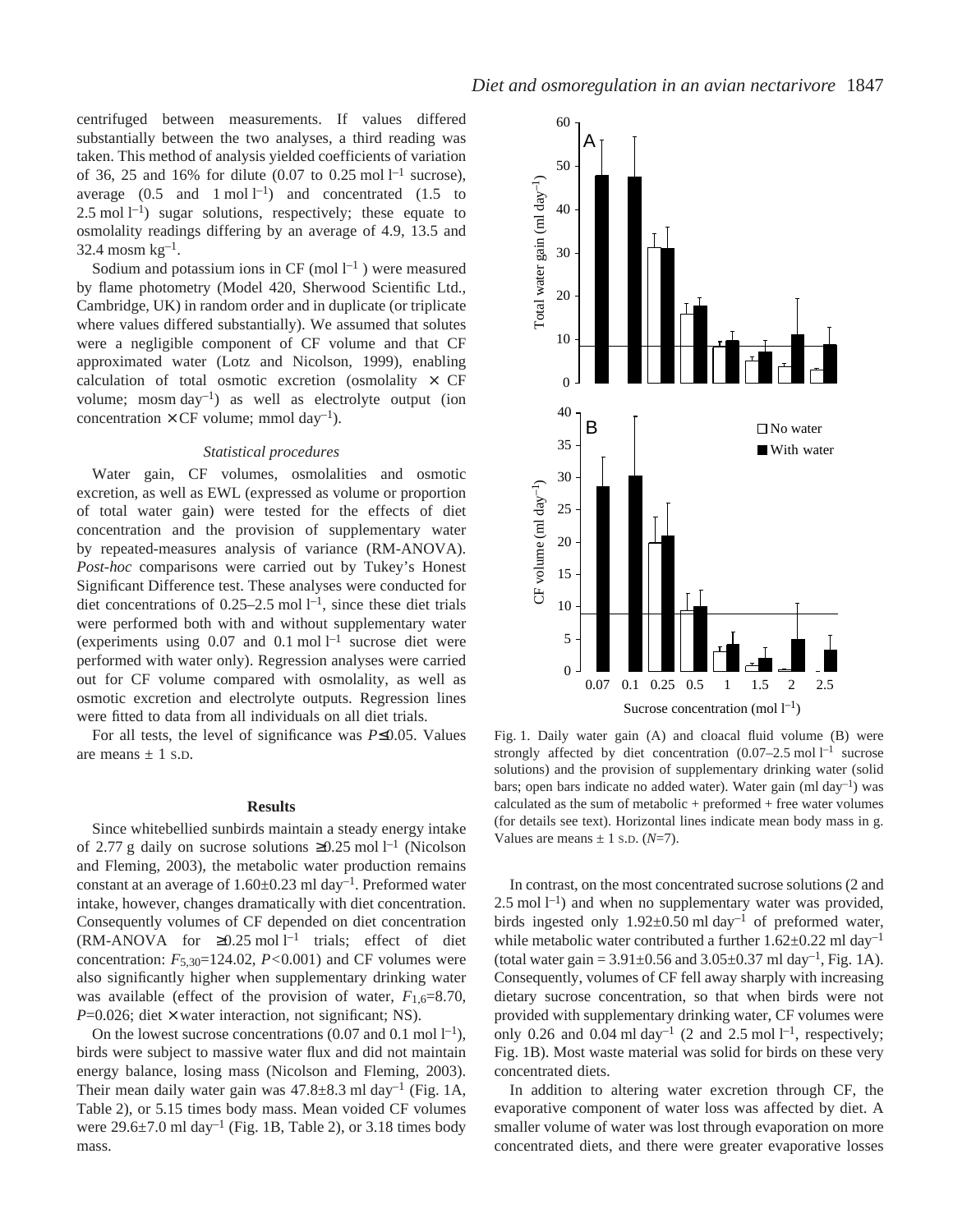centrifuged between measurements. If values differed substantially between the two analyses, a third reading was taken. This method of analysis yielded coefficients of variation of 36, 25 and 16% for dilute (0.07 to 0.25 mol $l^{-1}$ sucrose), average (0.5 and 1 mol $l^{-1}$) and concentrated (1.5 to 2.5 mol $l^{-1}$) sugar solutions, respectively; these equate to osmolality readings differing by an average of 4.9, 13.5 and 32.4 mosm $kg^{-1}$.

Sodium and potassium ions in CF (mol $l^{-1}$) were measured by flame photometry (Model 420, Sherwood Scientific Ltd., Cambridge, UK) in random order and in duplicate (or triplicate where values differed substantially). We assumed that solutes were a negligible component of CF volume and that CF approximated water (Lotz and Nicolson, 1999), enabling calculation of total osmotic excretion (osmolality × CF volume; mosm $day^{-1}$) as well as electrolyte output (ion concentration × CF volume; mmol $day^{-1}$).

### *Statistical procedures*

Water gain, CF volumes, osmolalities and osmotic excretion, as well as EWL (expressed as volume or proportion of total water gain) were tested for the effects of diet concentration and the provision of supplementary water by repeated-measures analysis of variance (RM-ANOVA). *Post-hoc* comparisons were carried out by Tukey's Honest Significant Difference test. These analyses were conducted for diet concentrations of 0.25–2.5 mol $l^{-1}$, since these diet trials were performed both with and without supplementary water (experiments using 0.07 and 0.1 mol $l^{-1}$ sucrose diet were performed with water only). Regression analyses were carried out for CF volume compared with osmolality, as well as osmotic excretion and electrolyte outputs. Regression lines were fitted to data from all individuals on all diet trials.

For all tests, the level of significance was $P\leq 0.05$. Values are means ± 1 S.D.

## Results

Since whitebellied sunbirds maintain a steady energy intake of 2.77 g daily on sucrose solutions ≥0.25 mol $l^{-1}$ (Nicolson and Fleming, 2003), the metabolic water production remains constant at an average of 1.60±0.23 ml $day^{-1}$. Preformed water intake, however, changes dramatically with diet concentration. Consequently volumes of CF depended on diet concentration (RM-ANOVA for ≥0.25 mol $l^{-1}$ trials; effect of diet concentration: $F_{5,30}$=124.02, $P<0.001$) and CF volumes were also significantly higher when supplementary drinking water was available (effect of the provision of water, $F_{1,6}$=8.70, $P$=0.026; diet × water interaction, not significant; NS).

On the lowest sucrose concentrations (0.07 and 0.1 mol $l^{-1}$), birds were subject to massive water flux and did not maintain energy balance, losing mass (Nicolson and Fleming, 2003). Their mean daily water gain was 47.8±8.3 ml $day^{-1}$ (Fig. 1A, Table 2), or 5.15 times body mass. Mean voided CF volumes were 29.6±7.0 ml $day^{-1}$ (Fig. 1B, Table 2), or 3.18 times body mass.

Fig. 1. Daily water gain (A) and cloacal fluid volume (B) were strongly affected by diet concentration (0.07–2.5 mol $l^{-1}$ sucrose solutions) and the provision of supplementary drinking water (solid bars; open bars indicate no added water). Water gain (ml $day^{-1}$) was calculated as the sum of metabolic + preformed + free water volumes (for details see text). Horizontal lines indicate mean body mass in g. Values are means ± 1 S.D. ($N$=7).

In contrast, on the most concentrated sucrose solutions (2 and 2.5 mol $l^{-1}$) and when no supplementary water was provided, birds ingested only 1.92±0.50 ml $day^{-1}$ of preformed water, while metabolic water contributed a further 1.62±0.22 ml $day^{-1}$ (total water gain = 3.91±0.56 and 3.05±0.37 ml $day^{-1}$, Fig. 1A). Consequently, volumes of CF fell away sharply with increasing dietary sucrose concentration, so that when birds were not provided with supplementary drinking water, CF volumes were only 0.26 and 0.04 ml $day^{-1}$ (2 and 2.5 mol $l^{-1}$, respectively; Fig. 1B). Most waste material was solid for birds on these very concentrated diets.

In addition to altering water excretion through CF, the evaporative component of water loss was affected by diet. A smaller volume of water was lost through evaporation on more concentrated diets, and there were greater evaporative losses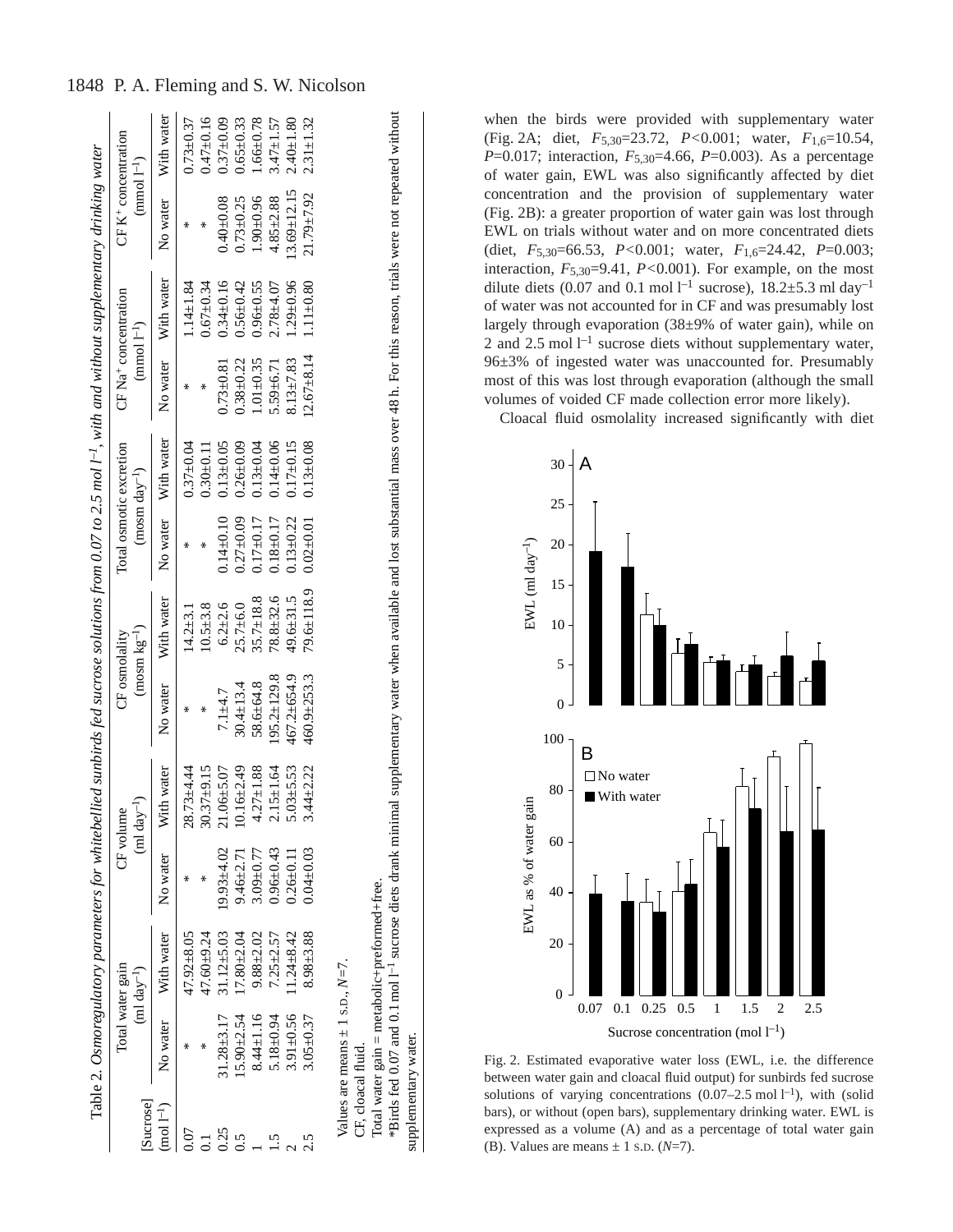Table 2. *Osmoregulatory parameters for whitebellied sunbirds fed sucrose solutions from 0.07 to 2.5 mol l⁻¹, with and without supplementary drinking water*

| [Sucrose] (mol l⁻¹) | Total water gain (ml day⁻¹) | | CF volume (ml day⁻¹) | | CF osmolality (mosm kg⁻¹) | | Total osmotic excretion (mosm day⁻¹) | | CF Na⁺ concentration (mmol l⁻¹) | | CF K⁺ concentration (mmol l⁻¹) | |
|---|---|---|---|---|---|---|---|---|---|---|---|---|
| | No water | With water | No water | With water | No water | With water | No water | With water | No water | With water | No water | With water |
| 0.07 | * | 47.92±8.05 | * | 28.73±4.44 | * | 14.2±3.1 | * | 0.37±0.04 | * | 1.14±1.84 | * | 0.73±0.37 |
| 0.1 | * | 47.60±9.24 | * | 30.37±9.15 | * | 10.5±3.8 | * | 0.30±0.11 | * | 0.67±0.34 | * | 0.47±0.16 |
| 0.25 | 31.28±3.17 | 31.12±5.03 | 19.93±4.02 | 21.06±5.07 | 7.1±4.7 | 6.2±2.6 | 0.14±0.10 | 0.13±0.05 | 0.73±0.81 | 0.34±0.16 | 0.40±0.08 | 0.37±0.09 |
| 0.5 | 15.90±2.54 | 17.80±2.04 | 9.46±2.71 | 10.16±2.49 | 30.4±13.4 | 25.7±6.0 | 0.27±0.09 | 0.26±0.09 | 0.38±0.22 | 0.56±0.42 | 0.73±0.25 | 0.65±0.33 |
| 1 | 8.44±1.16 | 9.88±2.02 | 3.09±0.77 | 4.27±1.88 | 58.6±64.8 | 35.7±18.8 | 0.17±0.17 | 0.13±0.04 | 1.01±0.35 | 0.96±0.55 | 1.90±0.96 | 1.66±0.78 |
| 1.5 | 5.18±0.94 | 7.25±2.57 | 0.96±0.43 | 2.15±1.64 | 195.2±129.8 | 78.8±32.6 | 0.18±0.17 | 0.14±0.06 | 5.59±6.71 | 2.78±4.07 | 4.85±2.88 | 3.47±1.57 |
| 2 | 3.91±0.56 | 11.24±8.42 | 0.26±0.11 | 5.03±5.53 | 467.2±654.9 | 49.6±31.5 | 0.13±0.22 | 0.17±0.15 | 8.13±7.83 | 1.29±0.96 | 13.69±12.15 | 2.40±1.80 |
| 2.5 | 3.05±0.37 | 8.98±3.88 | 0.04±0.03 | 3.44±2.22 | 460.9±253.3 | 79.6±118.9 | 0.02±0.01 | 0.13±0.08 | 12.67±8.14 | 1.11±0.80 | 21.79±7.92 | 2.31±1.32 |

Values are means ± 1 S.D., $N$=7.

CF, cloacal fluid.

Total water gain = metabolic+preformed+free.

*Birds fed 0.07 and 0.1 mol l⁻¹ sucrose diets drank minimal supplementary water when available and lost substantial mass over 48 h. For this reason, trials were not repeated without supplementary water.

when the birds were provided with supplementary water (Fig. 2A; diet, $F_{5,30}$=23.72, $P$<0.001; water, $F_{1,6}$=10.54, $P$=0.017; interaction, $F_{5,30}$=4.66, $P$=0.003). As a percentage of water gain, EWL was also significantly affected by diet concentration and the provision of supplementary water (Fig. 2B): a greater proportion of water gain was lost through EWL on trials without water and on more concentrated diets (diet, $F_{5,30}$=66.53, $P$<0.001; water, $F_{1,6}$=24.42, $P$=0.003; interaction, $F_{5,30}$=9.41, $P$<0.001). For example, on the most dilute diets (0.07 and 0.1 mol l⁻¹ sucrose), 18.2±5.3 ml day⁻¹ of water was not accounted for in CF and was presumably lost largely through evaporation (38±9% of water gain), while on 2 and 2.5 mol l⁻¹ sucrose diets without supplementary water, 96±3% of ingested water was unaccounted for. Presumably most of this was lost through evaporation (although the small volumes of voided CF made collection error more likely).

Cloacal fluid osmolality increased significantly with diet

Fig. 2. Estimated evaporative water loss (EWL, i.e. the difference between water gain and cloacal fluid output) for sunbirds fed sucrose solutions of varying concentrations (0.07–2.5 mol l⁻¹), with (solid bars), or without (open bars), supplementary drinking water. EWL is expressed as a volume (A) and as a percentage of total water gain (B). Values are means ± 1 S.D. ($N$=7).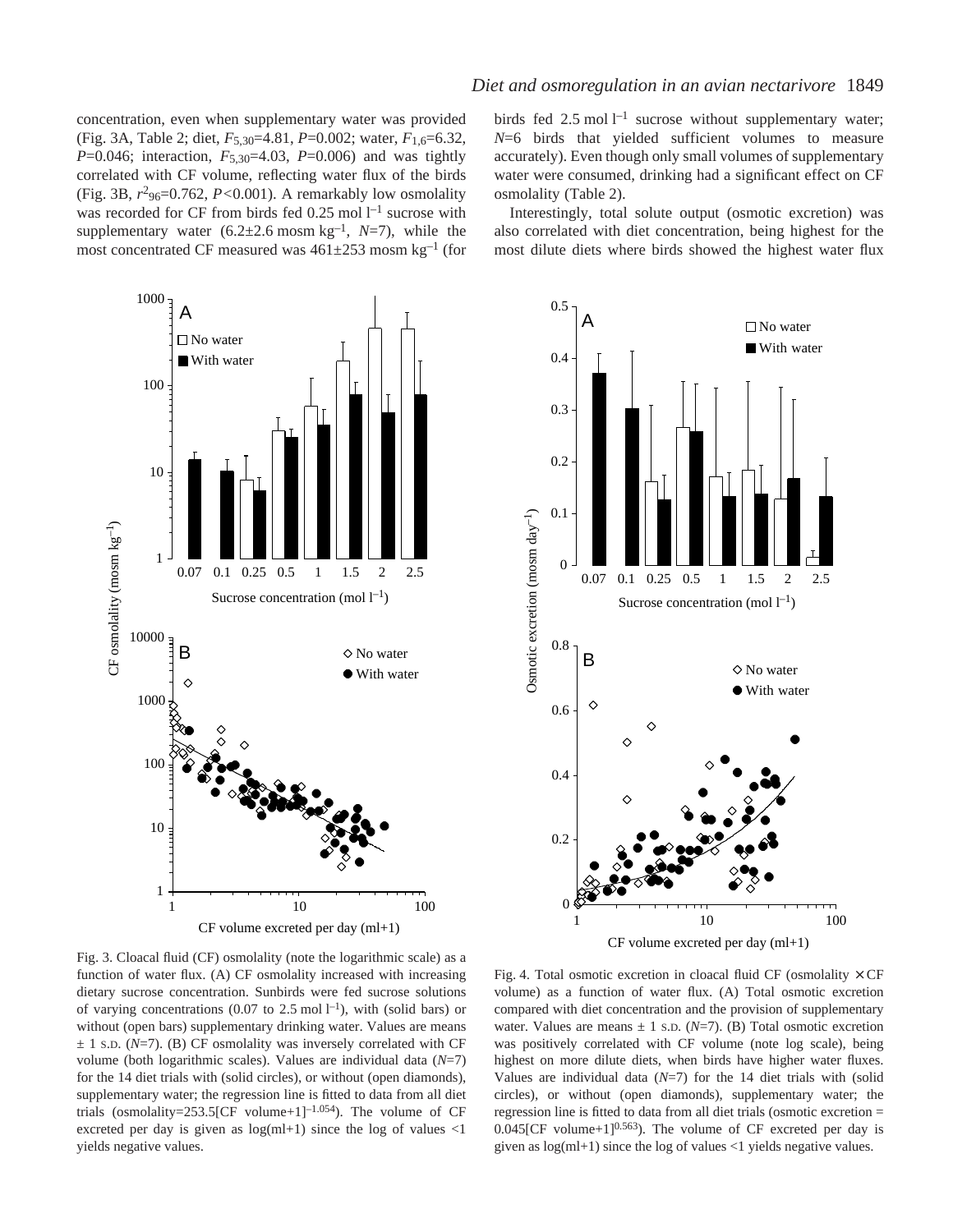concentration, even when supplementary water was provided (Fig. 3A, Table 2; diet, $F_{5,30}$=4.81, $P$=0.002; water, $F_{1,6}$=6.32, $P$=0.046; interaction, $F_{5,30}$=4.03, $P$=0.006) and was tightly correlated with CF volume, reflecting water flux of the birds (Fig. 3B, $r^2_{96}$=0.762, $P$<0.001). A remarkably low osmolality was recorded for CF from birds fed 0.25 mol $l^{-1}$ sucrose with supplementary water (6.2±2.6 mosm $kg^{-1}$, $N$=7), while the most concentrated CF measured was 461±253 mosm $kg^{-1}$ (for birds fed 2.5 mol $l^{-1}$ sucrose without supplementary water; $N$=6 birds that yielded sufficient volumes to measure accurately). Even though only small volumes of supplementary water were consumed, drinking had a significant effect on CF osmolality (Table 2).

Interestingly, total solute output (osmotic excretion) was also correlated with diet concentration, being highest for the most dilute diets where birds showed the highest water flux

Fig. 3. Cloacal fluid (CF) osmolality (note the logarithmic scale) as a function of water flux. (A) CF osmolality increased with increasing dietary sucrose concentration. Sunbirds were fed sucrose solutions of varying concentrations (0.07 to 2.5 mol $l^{-1}$), with (solid bars) or without (open bars) supplementary drinking water. Values are means ± 1 S.D. ($N$=7). (B) CF osmolality was inversely correlated with CF volume (both logarithmic scales). Values are individual data ($N$=7) for the 14 diet trials with (solid circles), or without (open diamonds), supplementary water; the regression line is fitted to data from all diet trials (osmolality=253.5[CF volume+1]$^{-1.054}$). The volume of CF excreted per day is given as log(ml+1) since the log of values <1 yields negative values.

Fig. 4. Total osmotic excretion in cloacal fluid CF (osmolality × CF volume) as a function of water flux. (A) Total osmotic excretion compared with diet concentration and the provision of supplementary water. Values are means ± 1 S.D. ($N$=7). (B) Total osmotic excretion was positively correlated with CF volume (note log scale), being highest on more dilute diets, when birds have higher water fluxes. Values are individual data ($N$=7) for the 14 diet trials with (solid circles), or without (open diamonds), supplementary water; the regression line is fitted to data from all diet trials (osmotic excretion = 0.045[CF volume+1]$^{0.563}$). The volume of CF excreted per day is given as log(ml+1) since the log of values <1 yields negative values.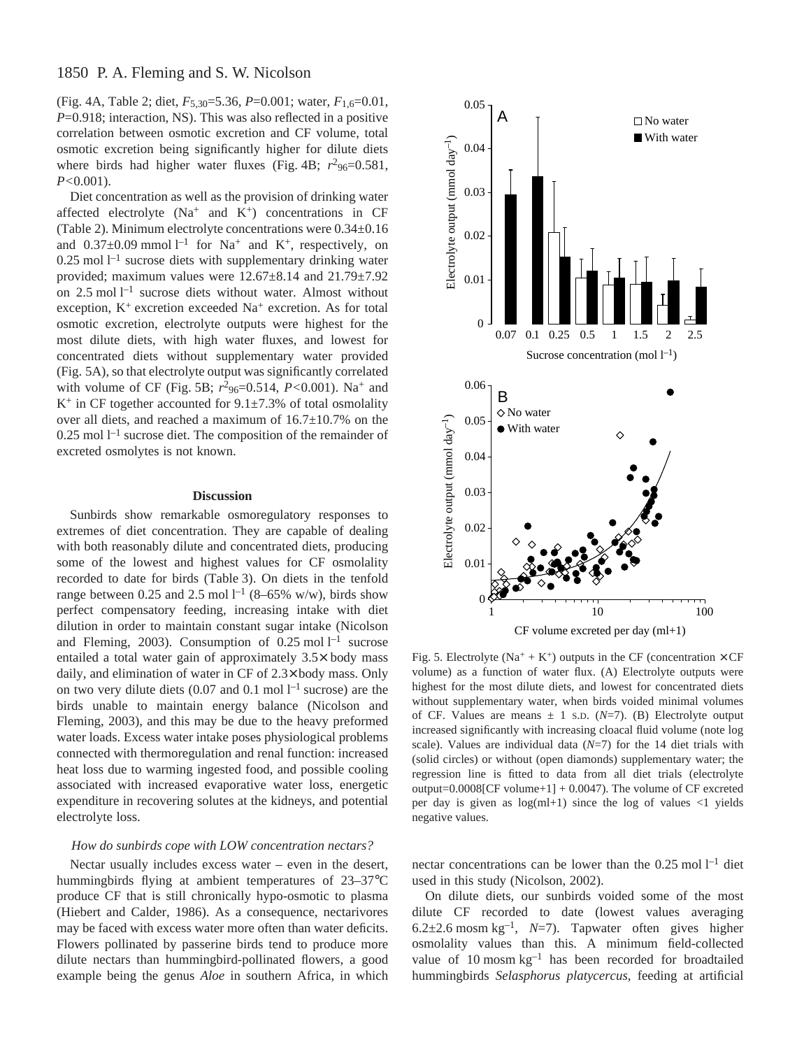(Fig. 4A, Table 2; diet, $F_{5,30}$=5.36, $P$=0.001; water, $F_{1,6}$=0.01, $P$=0.918; interaction, NS). This was also reflected in a positive correlation between osmotic excretion and CF volume, total osmotic excretion being significantly higher for dilute diets where birds had higher water fluxes (Fig. 4B; $r^2_{96}$=0.581, $P$<0.001).

Diet concentration as well as the provision of drinking water affected electrolyte ($Na^+$ and $K^+$) concentrations in CF (Table 2). Minimum electrolyte concentrations were 0.34±0.16 and 0.37±0.09 mmol $l^{-1}$ for $Na^+$ and $K^+$, respectively, on 0.25 mol $l^{-1}$ sucrose diets with supplementary drinking water provided; maximum values were 12.67±8.14 and 21.79±7.92 on 2.5 mol $l^{-1}$ sucrose diets without water. Almost without exception, $K^+$ excretion exceeded $Na^+$ excretion. As for total osmotic excretion, electrolyte outputs were highest for the most dilute diets, with high water fluxes, and lowest for concentrated diets without supplementary water provided (Fig. 5A), so that electrolyte output was significantly correlated with volume of CF (Fig. 5B; $r^2_{96}$=0.514, $P$<0.001). $Na^+$ and $K^+$ in CF together accounted for 9.1±7.3% of total osmolality over all diets, and reached a maximum of 16.7±10.7% on the 0.25 mol $l^{-1}$ sucrose diet. The composition of the remainder of excreted osmolytes is not known.

## Discussion

Sunbirds show remarkable osmoregulatory responses to extremes of diet concentration. They are capable of dealing with both reasonably dilute and concentrated diets, producing some of the lowest and highest values for CF osmolality recorded to date for birds (Table 3). On diets in the tenfold range between 0.25 and 2.5 mol $l^{-1}$ (8–65% w/w), birds show perfect compensatory feeding, increasing intake with diet dilution in order to maintain constant sugar intake (Nicolson and Fleming, 2003). Consumption of 0.25 mol $l^{-1}$ sucrose entailed a total water gain of approximately 3.5× body mass daily, and elimination of water in CF of 2.3× body mass. Only on two very dilute diets (0.07 and 0.1 mol $l^{-1}$ sucrose) are the birds unable to maintain energy balance (Nicolson and Fleming, 2003), and this may be due to the heavy preformed water loads. Excess water intake poses physiological problems connected with thermoregulation and renal function: increased heat loss due to warming ingested food, and possible cooling associated with increased evaporative water loss, energetic expenditure in recovering solutes at the kidneys, and potential electrolyte loss.

### *How do sunbirds cope with LOW concentration nectars?*

Nectar usually includes excess water – even in the desert, hummingbirds flying at ambient temperatures of 23–37°C produce CF that is still chronically hypo-osmotic to plasma (Hiebert and Calder, 1986). As a consequence, nectarivores may be faced with excess water more often than water deficits. Flowers pollinated by passerine birds tend to produce more dilute nectars than hummingbird-pollinated flowers, a good example being the genus *Aloe* in southern Africa, in which nectar concentrations can be lower than the 0.25 mol $l^{-1}$ diet used in this study (Nicolson, 2002).

On dilute diets, our sunbirds voided some of the most dilute CF recorded to date (lowest values averaging 6.2±2.6 mosm $kg^{-1}$, $N$=7). Tapwater often gives higher osmolality values than this. A minimum field-collected value of 10 mosm $kg^{-1}$ has been recorded for broadtailed hummingbirds *Selasphorus platycercus*, feeding at artificial

Fig. 5. Electrolyte ($Na^+$ + $K^+$) outputs in the CF (concentration × CF volume) as a function of water flux. (A) Electrolyte outputs were highest for the most dilute diets, and lowest for concentrated diets without supplementary water, when birds voided minimal volumes of CF. Values are means ± 1 S.D. ($N$=7). (B) Electrolyte output increased significantly with increasing cloacal fluid volume (note log scale). Values are individual data ($N$=7) for the 14 diet trials with (solid circles) or without (open diamonds) supplementary water; the regression line is fitted to data from all diet trials (electrolyte output=0.0008[CF volume+1] + 0.0047). The volume of CF excreted per day is given as log(ml+1) since the log of values <1 yields negative values.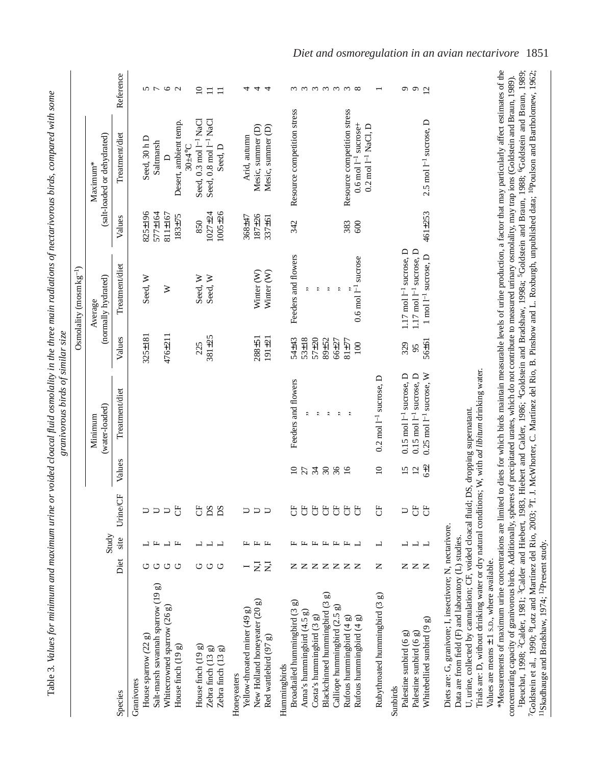Table 3. *Values for minimum and maximum urine or voided cloacal fluid osmolality in the three main radiations of nectarivorous birds, compared with some granivorous birds of similar size*

| | | | | Osmolality (mosm kg$^{-1}$) | | | | | | |
|---|---|---|---|---|---|---|---|---|---|---|
| | | | | Minimum (water-loaded) | | Average (normally hydrated) | | Maximum* (salt-loaded or dehydrated) | | |
| Species | Diet | Study site | Urine/CF | Values | Treatment/diet | Values | Treatment/diet | Values | Treatment/diet | Reference |
| Granivores | | | | | | | | | | |
| House sparrow (22 g) | G | L | U | | | 325±181 | Seed, W | 825±196 | Seed, 30 h D | 5 |
| Salt-marsh savannah sparrow (19 g) | G | F | U | | | | | 577±164 | Saltmarsh | 7 |
| Whitecrowned sparrow (26 g) | G | L | U | | | 476±211 | W | 811±167 | D | 6 |
| House finch (19 g) | G | F | CF | | | | | 183±75 | Desert, ambient temp. 30±4°C | 2 |
| House finch (19 g) | G | L | CF | | | 225 | Seed, W | 850 | Seed, 0.3 mol l$^{-1}$ NaCl | 10 |
| Zebra finch (13 g) | G | L | DS | | | 381±25 | Seed, W | 1027±24 | Seed, 0.8 mol l$^{-1}$ NaCl | 11 |
| Zebra finch (13 g) | G | L | DS | | | | | 1005±26 | Seed, D | 11 |
| Honeyeaters | | | | | | | | | | |
| Yellow-throated miner (49 g) | I | F | U | | | | | 368±47 | Arid, autumn | 4 |
| New Holland honeyeater (20 g) | N,I | F | U | | | 288±51 | Winter (W) | 187±26 | Mesic, summer (D) | 4 |
| Red wattlebird (97 g) | N,I | F | U | | | 191±21 | Winter (W) | 337±61 | Mesic, summer (D) | 4 |
| Hummingbirds | | | | | | | | | | |
| Broadtailed hummingbird (3 g) | N | F | CF | 10 | Feeders and flowers | 54±43 | Feeders and flowers | 342 | Resource competition stress | 3 |
| Anna's hummingbird (4.5 g) | N | F | CF | 27 | " | 53±18 | " | | | 3 |
| Costa's hummingbird (3 g) | N | F | CF | 34 | " | 57±20 | " | | | 3 |
| Blackchinned hummingbird (3 g) | N | F | CF | 30 | " | 89±52 | " | | | 3 |
| Calliope hummingbird (2.5 g) | N | F | CF | 36 | " | 66±27 | " | | | 3 |
| Rufous hummingbird (4 g) | N | F | CF | 16 | " | 81±77 | " | 383 | Resource competition stress | 3 |
| Rufous hummingbird (4 g) | N | L | CF | | | 100 | 0.6 mol l$^{-1}$ sucrose | 600 | 0.6 mol l$^{-1}$ sucrose+ 0.2 mol l$^{-1}$ NaCl, D | 8 |
| Rubythroated hummingbird (3 g) | N | L | CF | 10 | 0.2 mol l$^{-1}$ sucrose, D | | | | | 1 |
| Sunbirds | | | | | | | | | | |
| Palestine sunbird (6 g) | N | L | U | 15 | 0.15 mol l$^{-1}$ sucrose, D | 329 | 1.17 mol l$^{-1}$ sucrose, D | | | 9 |
| Palestine sunbird (6 g) | N | L | CF | 12 | 0.15 mol l$^{-1}$ sucrose, D | 95 | 1.17 mol l$^{-1}$ sucrose, D | | | 9 |
| Whitebellied sunbird (9 g) | N | L | CF | 6±2 | 0.25 mol l$^{-1}$ sucrose, W | 56±61 | 1 mol l$^{-1}$ sucrose, D | 461±253 | 2.5 mol l$^{-1}$ sucrose, D | 12 |

Diets are: G, granivore; I, insectivore; N, nectarivore.

Data are from field (F) and laboratory (L) studies.

U, urine, collected by cannulation; CF, voided cloacal fluid; DS, dropping supernatant.

Trials are: D, without drinking water or dry natural conditions; W, with *ad libitum* drinking water.

Values are means ± 1 S.D., where available.

*Measurements of maximum urine concentrations are limited to diets for which birds maintain measurable levels of urine production, a factor that may particularly affect estimates of the concentrating capacity of granivorous birds. Additionally, spheres of precipitated urates, which do not contribute to measured urinary osmolality, may trap ions (Goldstein and Braun, 1989).

[1]Beuchat, 1998; [2]Calder, 1981; [3]Calder and Hiebert, 1983, Hiebert and Calder, 1986; [4]Goldstein and Bradshaw, 1998a; [5]Goldstein and Braun, 1988; [6]Goldstein and Braun, 1989; [7]Goldstein et al., 1990; [8]Lotz and Martínez del Rio, 2003; [9]T. J. McWhorter, C. Martínez del Rio, B. Pinshow and L. Roxburgh, unpublished data; [10]Poulson and Bartholomew, 1962; [11]Skadhauge and Bradshaw, 1974; [12]Present study.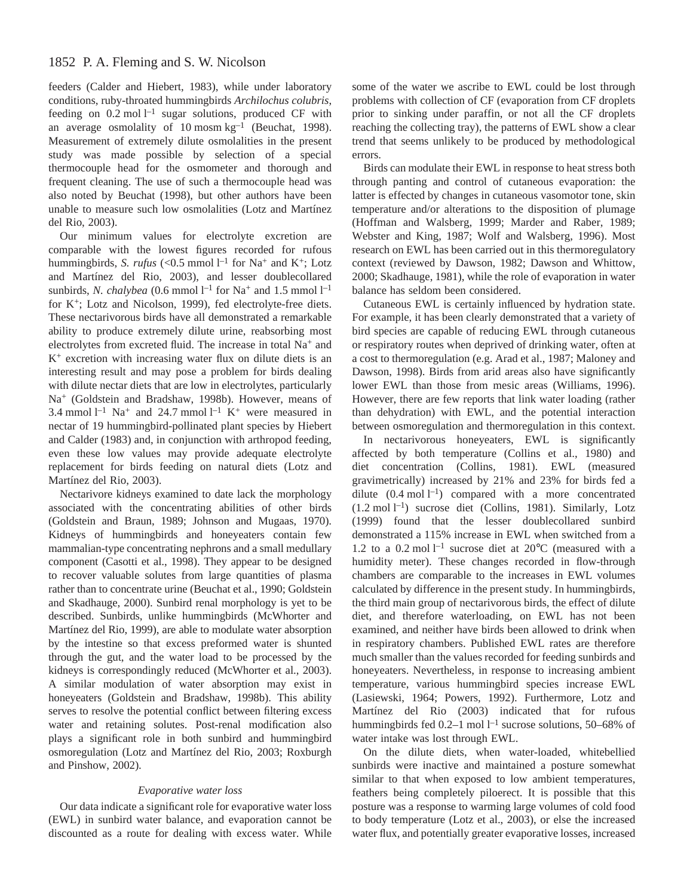feeders (Calder and Hiebert, 1983), while under laboratory conditions, ruby-throated hummingbirds *Archilochus colubris*, feeding on $0.2\ \mathrm{mol\ l^{-1}}$ sugar solutions, produced CF with an average osmolality of $10\ \mathrm{mosm\ kg^{-1}}$ (Beuchat, 1998). Measurement of extremely dilute osmolalities in the present study was made possible by selection of a special thermocouple head for the osmometer and thorough and frequent cleaning. The use of such a thermocouple head was also noted by Beuchat (1998), but other authors have been unable to measure such low osmolalities (Lotz and Martínez del Rio, 2003).

Our minimum values for electrolyte excretion are comparable with the lowest figures recorded for rufous hummingbirds, *S. rufus* ($<0.5\ \mathrm{mmol\ l^{-1}}$ for $Na^+$ and $K^+$; Lotz and Martínez del Rio, 2003), and lesser doublecollared sunbirds, *N. chalybea* ($0.6\ \mathrm{mmol\ l^{-1}}$ for $Na^+$ and $1.5\ \mathrm{mmol\ l^{-1}}$ for $K^+$; Lotz and Nicolson, 1999), fed electrolyte-free diets. These nectarivorous birds have all demonstrated a remarkable ability to produce extremely dilute urine, reabsorbing most electrolytes from excreted fluid. The increase in total $Na^+$ and $K^+$ excretion with increasing water flux on dilute diets is an interesting result and may pose a problem for birds dealing with dilute nectar diets that are low in electrolytes, particularly $Na^+$ (Goldstein and Bradshaw, 1998b). However, means of $3.4\ \mathrm{mmol\ l^{-1}}$ $Na^+$ and $24.7\ \mathrm{mmol\ l^{-1}}$ $K^+$ were measured in nectar of 19 hummingbird-pollinated plant species by Hiebert and Calder (1983) and, in conjunction with arthropod feeding, even these low values may provide adequate electrolyte replacement for birds feeding on natural diets (Lotz and Martínez del Rio, 2003).

Nectarivore kidneys examined to date lack the morphology associated with the concentrating abilities of other birds (Goldstein and Braun, 1989; Johnson and Mugaas, 1970). Kidneys of hummingbirds and honeyeaters contain few mammalian-type concentrating nephrons and a small medullary component (Casotti et al., 1998). They appear to be designed to recover valuable solutes from large quantities of plasma rather than to concentrate urine (Beuchat et al., 1990; Goldstein and Skadhauge, 2000). Sunbird renal morphology is yet to be described. Sunbirds, unlike hummingbirds (McWhorter and Martínez del Rio, 1999), are able to modulate water absorption by the intestine so that excess preformed water is shunted through the gut, and the water load to be processed by the kidneys is correspondingly reduced (McWhorter et al., 2003). A similar modulation of water absorption may exist in honeyeaters (Goldstein and Bradshaw, 1998b). This ability serves to resolve the potential conflict between filtering excess water and retaining solutes. Post-renal modification also plays a significant role in both sunbird and hummingbird osmoregulation (Lotz and Martínez del Rio, 2003; Roxburgh and Pinshow, 2002).

### *Evaporative water loss*

Our data indicate a significant role for evaporative water loss (EWL) in sunbird water balance, and evaporation cannot be discounted as a route for dealing with excess water. While some of the water we ascribe to EWL could be lost through problems with collection of CF (evaporation from CF droplets prior to sinking under paraffin, or not all the CF droplets reaching the collecting tray), the patterns of EWL show a clear trend that seems unlikely to be produced by methodological errors.

Birds can modulate their EWL in response to heat stress both through panting and control of cutaneous evaporation: the latter is effected by changes in cutaneous vasomotor tone, skin temperature and/or alterations to the disposition of plumage (Hoffman and Walsberg, 1999; Marder and Raber, 1989; Webster and King, 1987; Wolf and Walsberg, 1996). Most research on EWL has been carried out in this thermoregulatory context (reviewed by Dawson, 1982; Dawson and Whittow, 2000; Skadhauge, 1981), while the role of evaporation in water balance has seldom been considered.

Cutaneous EWL is certainly influenced by hydration state. For example, it has been clearly demonstrated that a variety of bird species are capable of reducing EWL through cutaneous or respiratory routes when deprived of drinking water, often at a cost to thermoregulation (e.g. Arad et al., 1987; Maloney and Dawson, 1998). Birds from arid areas also have significantly lower EWL than those from mesic areas (Williams, 1996). However, there are few reports that link water loading (rather than dehydration) with EWL, and the potential interaction between osmoregulation and thermoregulation in this context.

In nectarivorous honeyeaters, EWL is significantly affected by both temperature (Collins et al., 1980) and diet concentration (Collins, 1981). EWL (measured gravimetrically) increased by 21% and 23% for birds fed a dilute ($0.4\ \mathrm{mol\ l^{-1}}$) compared with a more concentrated ($1.2\ \mathrm{mol\ l^{-1}}$) sucrose diet (Collins, 1981). Similarly, Lotz (1999) found that the lesser doublecollared sunbird demonstrated a 115% increase in EWL when switched from a 1.2 to a $0.2\ \mathrm{mol\ l^{-1}}$ sucrose diet at 20°C (measured with a humidity meter). These changes recorded in flow-through chambers are comparable to the increases in EWL volumes calculated by difference in the present study. In hummingbirds, the third main group of nectarivorous birds, the effect of dilute diet, and therefore waterloading, on EWL has not been examined, and neither have birds been allowed to drink when in respiratory chambers. Published EWL rates are therefore much smaller than the values recorded for feeding sunbirds and honeyeaters. Nevertheless, in response to increasing ambient temperature, various hummingbird species increase EWL (Lasiewski, 1964; Powers, 1992). Furthermore, Lotz and Martínez del Rio (2003) indicated that for rufous hummingbirds fed $0.2–1\ \mathrm{mol\ l^{-1}}$ sucrose solutions, 50–68% of water intake was lost through EWL.

On the dilute diets, when water-loaded, whitebellied sunbirds were inactive and maintained a posture somewhat similar to that when exposed to low ambient temperatures, feathers being completely piloerect. It is possible that this posture was a response to warming large volumes of cold food to body temperature (Lotz et al., 2003), or else the increased water flux, and potentially greater evaporative losses, increased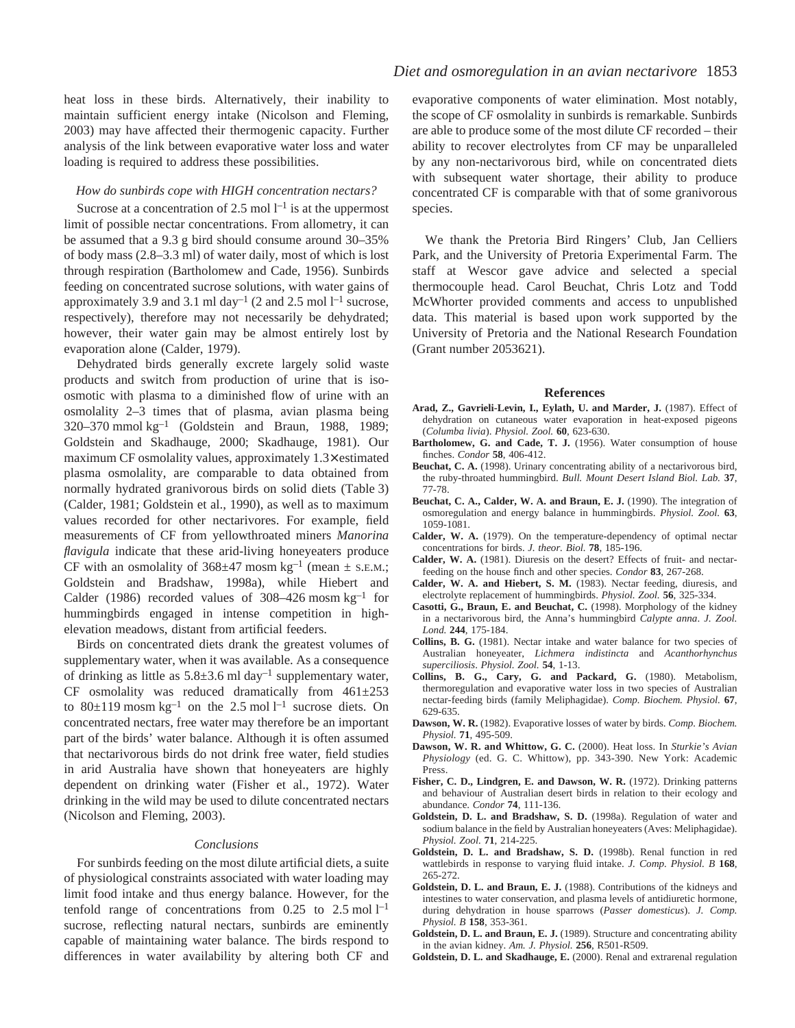heat loss in these birds. Alternatively, their inability to maintain sufficient energy intake (Nicolson and Fleming, 2003) may have affected their thermogenic capacity. Further analysis of the link between evaporative water loss and water loading is required to address these possibilities.

### *How do sunbirds cope with HIGH concentration nectars?*

Sucrose at a concentration of 2.5 mol $l^{-1}$ is at the uppermost limit of possible nectar concentrations. From allometry, it can be assumed that a 9.3 g bird should consume around 30–35% of body mass (2.8–3.3 ml) of water daily, most of which is lost through respiration (Bartholomew and Cade, 1956). Sunbirds feeding on concentrated sucrose solutions, with water gains of approximately 3.9 and 3.1 ml $day^{-1}$ (2 and 2.5 mol $l^{-1}$ sucrose, respectively), therefore may not necessarily be dehydrated; however, their water gain may be almost entirely lost by evaporation alone (Calder, 1979).

Dehydrated birds generally excrete largely solid waste products and switch from production of urine that is iso-osmotic with plasma to a diminished flow of urine with an osmolality 2–3 times that of plasma, avian plasma being 320–370 mmol $kg^{-1}$ (Goldstein and Braun, 1988, 1989; Goldstein and Skadhauge, 2000; Skadhauge, 1981). Our maximum CF osmolality values, approximately 1.3× estimated plasma osmolality, are comparable to data obtained from normally hydrated granivorous birds on solid diets (Table 3) (Calder, 1981; Goldstein et al., 1990), as well as to maximum values recorded for other nectarivores. For example, field measurements of CF from yellowthroated miners *Manorina flavigula* indicate that these arid-living honeyeaters produce CF with an osmolality of 368±47 mosm $kg^{-1}$ (mean ± S.E.M.; Goldstein and Bradshaw, 1998a), while Hiebert and Calder (1986) recorded values of 308–426 mosm $kg^{-1}$ for hummingbirds engaged in intense competition in high-elevation meadows, distant from artificial feeders.

Birds on concentrated diets drank the greatest volumes of supplementary water, when it was available. As a consequence of drinking as little as 5.8±3.6 ml $day^{-1}$ supplementary water, CF osmolality was reduced dramatically from 461±253 to 80±119 mosm $kg^{-1}$ on the 2.5 mol $l^{-1}$ sucrose diets. On concentrated nectars, free water may therefore be an important part of the birds' water balance. Although it is often assumed that nectarivorous birds do not drink free water, field studies in arid Australia have shown that honeyeaters are highly dependent on drinking water (Fisher et al., 1972). Water drinking in the wild may be used to dilute concentrated nectars (Nicolson and Fleming, 2003).

### *Conclusions*

For sunbirds feeding on the most dilute artificial diets, a suite of physiological constraints associated with water loading may limit food intake and thus energy balance. However, for the tenfold range of concentrations from 0.25 to 2.5 mol $l^{-1}$ sucrose, reflecting natural nectars, sunbirds are eminently capable of maintaining water balance. The birds respond to differences in water availability by altering both CF and evaporative components of water elimination. Most notably, the scope of CF osmolality in sunbirds is remarkable. Sunbirds are able to produce some of the most dilute CF recorded – their ability to recover electrolytes from CF may be unparalleled by any non-nectarivorous bird, while on concentrated diets with subsequent water shortage, their ability to produce concentrated CF is comparable with that of some granivorous species.

We thank the Pretoria Bird Ringers' Club, Jan Celliers Park, and the University of Pretoria Experimental Farm. The staff at Wescor gave advice and selected a special thermocouple head. Carol Beuchat, Chris Lotz and Todd McWhorter provided comments and access to unpublished data. This material is based upon work supported by the University of Pretoria and the National Research Foundation (Grant number 2053621).

## References

**Arad, Z., Gavrieli-Levin, I., Eylath, U. and Marder, J.** (1987). Effect of dehydration on cutaneous water evaporation in heat-exposed pigeons (*Columba livia*). *Physiol. Zool.* **60**, 623-630.

**Bartholomew, G. and Cade, T. J.** (1956). Water consumption of house finches. *Condor* **58**, 406-412.

**Beuchat, C. A.** (1998). Urinary concentrating ability of a nectarivorous bird, the ruby-throated hummingbird. *Bull. Mount Desert Island Biol. Lab.* **37**, 77-78.

**Beuchat, C. A., Calder, W. A. and Braun, E. J.** (1990). The integration of osmoregulation and energy balance in hummingbirds. *Physiol. Zool.* **63**, 1059-1081.

**Calder, W. A.** (1979). On the temperature-dependency of optimal nectar concentrations for birds. *J. theor. Biol.* **78**, 185-196.

**Calder, W. A.** (1981). Diuresis on the desert? Effects of fruit- and nectar-feeding on the house finch and other species. *Condor* **83**, 267-268.

**Calder, W. A. and Hiebert, S. M.** (1983). Nectar feeding, diuresis, and electrolyte replacement of hummingbirds. *Physiol. Zool.* **56**, 325-334.

**Casotti, G., Braun, E. and Beuchat, C.** (1998). Morphology of the kidney in a nectarivorous bird, the Anna's hummingbird *Calypte anna*. *J. Zool. Lond.* **244**, 175-184.

**Collins, B. G.** (1981). Nectar intake and water balance for two species of Australian honeyeater, *Lichmera indistincta* and *Acanthorhynchus superciliosis*. *Physiol. Zool.* **54**, 1-13.

**Collins, B. G., Cary, G. and Packard, G.** (1980). Metabolism, thermoregulation and evaporative water loss in two species of Australian nectar-feeding birds (family Meliphagidae). *Comp. Biochem. Physiol.* **67**, 629-635.

**Dawson, W. R.** (1982). Evaporative losses of water by birds. *Comp. Biochem. Physiol.* **71**, 495-509.

**Dawson, W. R. and Whittow, G. C.** (2000). Heat loss. In *Sturkie's Avian Physiology* (ed. G. C. Whittow), pp. 343-390. New York: Academic Press.

**Fisher, C. D., Lindgren, E. and Dawson, W. R.** (1972). Drinking patterns and behaviour of Australian desert birds in relation to their ecology and abundance. *Condor* **74**, 111-136.

**Goldstein, D. L. and Bradshaw, S. D.** (1998a). Regulation of water and sodium balance in the field by Australian honeyeaters (Aves: Meliphagidae). *Physiol. Zool.* **71**, 214-225.

**Goldstein, D. L. and Bradshaw, S. D.** (1998b). Renal function in red wattlebirds in response to varying fluid intake. *J. Comp. Physiol. B* **168**, 265-272.

**Goldstein, D. L. and Braun, E. J.** (1988). Contributions of the kidneys and intestines to water conservation, and plasma levels of antidiuretic hormone, during dehydration in house sparrows (*Passer domesticus*). *J. Comp. Physiol. B* **158**, 353-361.

**Goldstein, D. L. and Braun, E. J.** (1989). Structure and concentrating ability in the avian kidney. *Am. J. Physiol.* **256**, R501-R509.

**Goldstein, D. L. and Skadhauge, E.** (2000). Renal and extrarenal regulation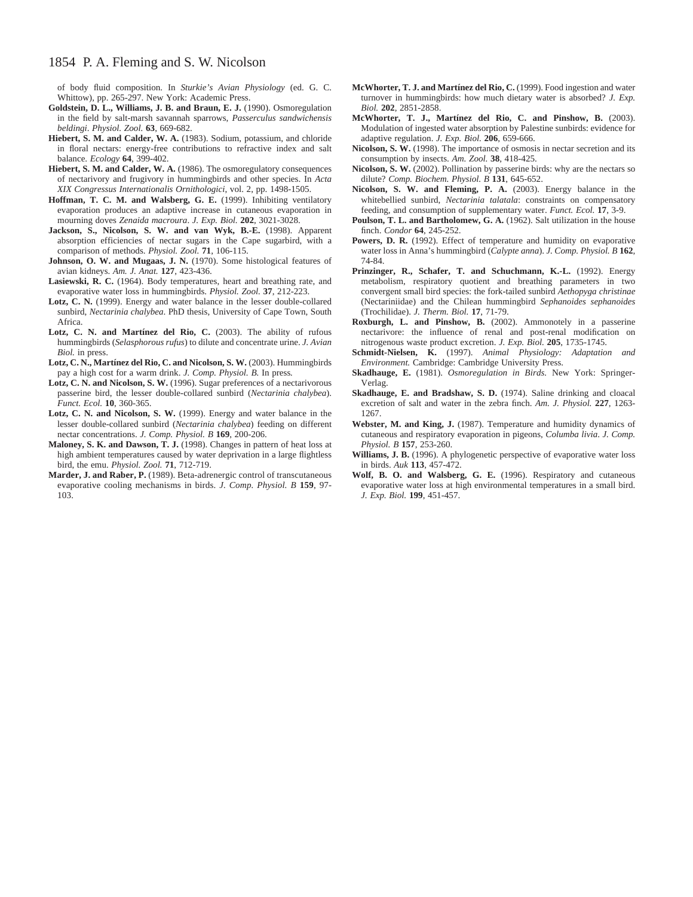of body fluid composition. In *Sturkie's Avian Physiology* (ed. G. C. Whittow), pp. 265-297. New York: Academic Press.

**Goldstein, D. L., Williams, J. B. and Braun, E. J.** (1990). Osmoregulation in the field by salt-marsh savannah sparrows, *Passerculus sandwichensis beldingi*. *Physiol. Zool.* **63**, 669-682.

**Hiebert, S. M. and Calder, W. A.** (1983). Sodium, potassium, and chloride in floral nectars: energy-free contributions to refractive index and salt balance. *Ecology* **64**, 399-402.

**Hiebert, S. M. and Calder, W. A.** (1986). The osmoregulatory consequences of nectarivory and frugivory in hummingbirds and other species. In *Acta XIX Congressus Internationalis Ornithologici*, vol. 2, pp. 1498-1505.

**Hoffman, T. C. M. and Walsberg, G. E.** (1999). Inhibiting ventilatory evaporation produces an adaptive increase in cutaneous evaporation in mourning doves *Zenaida macroura*. *J. Exp. Biol.* **202**, 3021-3028.

**Jackson, S., Nicolson, S. W. and van Wyk, B.-E.** (1998). Apparent absorption efficiencies of nectar sugars in the Cape sugarbird, with a comparison of methods. *Physiol. Zool.* **71**, 106-115.

**Johnson, O. W. and Mugaas, J. N.** (1970). Some histological features of avian kidneys. *Am. J. Anat.* **127**, 423-436.

**Lasiewski, R. C.** (1964). Body temperatures, heart and breathing rate, and evaporative water loss in hummingbirds. *Physiol. Zool.* **37**, 212-223.

**Lotz, C. N.** (1999). Energy and water balance in the lesser double-collared sunbird, *Nectarinia chalybea*. PhD thesis, University of Cape Town, South Africa.

**Lotz, C. N. and Martínez del Rio, C.** (2003). The ability of rufous hummingbirds (*Selasphorous rufus*) to dilute and concentrate urine. *J. Avian Biol.* in press.

**Lotz, C. N., Martínez del Rio, C. and Nicolson, S. W.** (2003). Hummingbirds pay a high cost for a warm drink. *J. Comp. Physiol. B.* In press.

**Lotz, C. N. and Nicolson, S. W.** (1996). Sugar preferences of a nectarivorous passerine bird, the lesser double-collared sunbird (*Nectarinia chalybea*). *Funct. Ecol.* **10**, 360-365.

**Lotz, C. N. and Nicolson, S. W.** (1999). Energy and water balance in the lesser double-collared sunbird (*Nectarinia chalybea*) feeding on different nectar concentrations. *J. Comp. Physiol. B* **169**, 200-206.

**Maloney, S. K. and Dawson, T. J.** (1998). Changes in pattern of heat loss at high ambient temperatures caused by water deprivation in a large flightless bird, the emu. *Physiol. Zool.* **71**, 712-719.

**Marder, J. and Raber, P.** (1989). Beta-adrenergic control of transcutaneous evaporative cooling mechanisms in birds. *J. Comp. Physiol. B* **159**, 97-103.

**McWhorter, T. J. and Martínez del Rio, C.** (1999). Food ingestion and water turnover in hummingbirds: how much dietary water is absorbed? *J. Exp. Biol.* **202**, 2851-2858.

**McWhorter, T. J., Martínez del Rio, C. and Pinshow, B.** (2003). Modulation of ingested water absorption by Palestine sunbirds: evidence for adaptive regulation. *J. Exp. Biol.* **206**, 659-666.

**Nicolson, S. W.** (1998). The importance of osmosis in nectar secretion and its consumption by insects. *Am. Zool.* **38**, 418-425.

**Nicolson, S. W.** (2002). Pollination by passerine birds: why are the nectars so dilute? *Comp. Biochem. Physiol. B* **131**, 645-652.

**Nicolson, S. W. and Fleming, P. A.** (2003). Energy balance in the whitebellied sunbird, *Nectarinia talatala*: constraints on compensatory feeding, and consumption of supplementary water. *Funct. Ecol.* **17**, 3-9.

**Poulson, T. L. and Bartholomew, G. A.** (1962). Salt utilization in the house finch. *Condor* **64**, 245-252.

**Powers, D. R.** (1992). Effect of temperature and humidity on evaporative water loss in Anna's hummingbird (*Calypte anna*). *J. Comp. Physiol. B* **162**, 74-84.

**Prinzinger, R., Schafer, T. and Schuchmann, K.-L.** (1992). Energy metabolism, respiratory quotient and breathing parameters in two convergent small bird species: the fork-tailed sunbird *Aethopyga christinae* (Nectariniidae) and the Chilean hummingbird *Sephanoides sephanoides* (Trochilidae). *J. Therm. Biol.* **17**, 71-79.

**Roxburgh, L. and Pinshow, B.** (2002). Ammonotely in a passerine nectarivore: the influence of renal and post-renal modification on nitrogenous waste product excretion. *J. Exp. Biol.* **205**, 1735-1745.

**Schmidt-Nielsen, K.** (1997). *Animal Physiology: Adaptation and Environment.* Cambridge: Cambridge University Press.

**Skadhauge, E.** (1981). *Osmoregulation in Birds.* New York: Springer-Verlag.

**Skadhauge, E. and Bradshaw, S. D.** (1974). Saline drinking and cloacal excretion of salt and water in the zebra finch. *Am. J. Physiol.* **227**, 1263-1267.

**Webster, M. and King, J.** (1987). Temperature and humidity dynamics of cutaneous and respiratory evaporation in pigeons, *Columba livia*. *J. Comp. Physiol. B* **157**, 253-260.

**Williams, J. B.** (1996). A phylogenetic perspective of evaporative water loss in birds. *Auk* **113**, 457-472.

**Wolf, B. O. and Walsberg, G. E.** (1996). Respiratory and cutaneous evaporative water loss at high environmental temperatures in a small bird. *J. Exp. Biol.* **199**, 451-457.